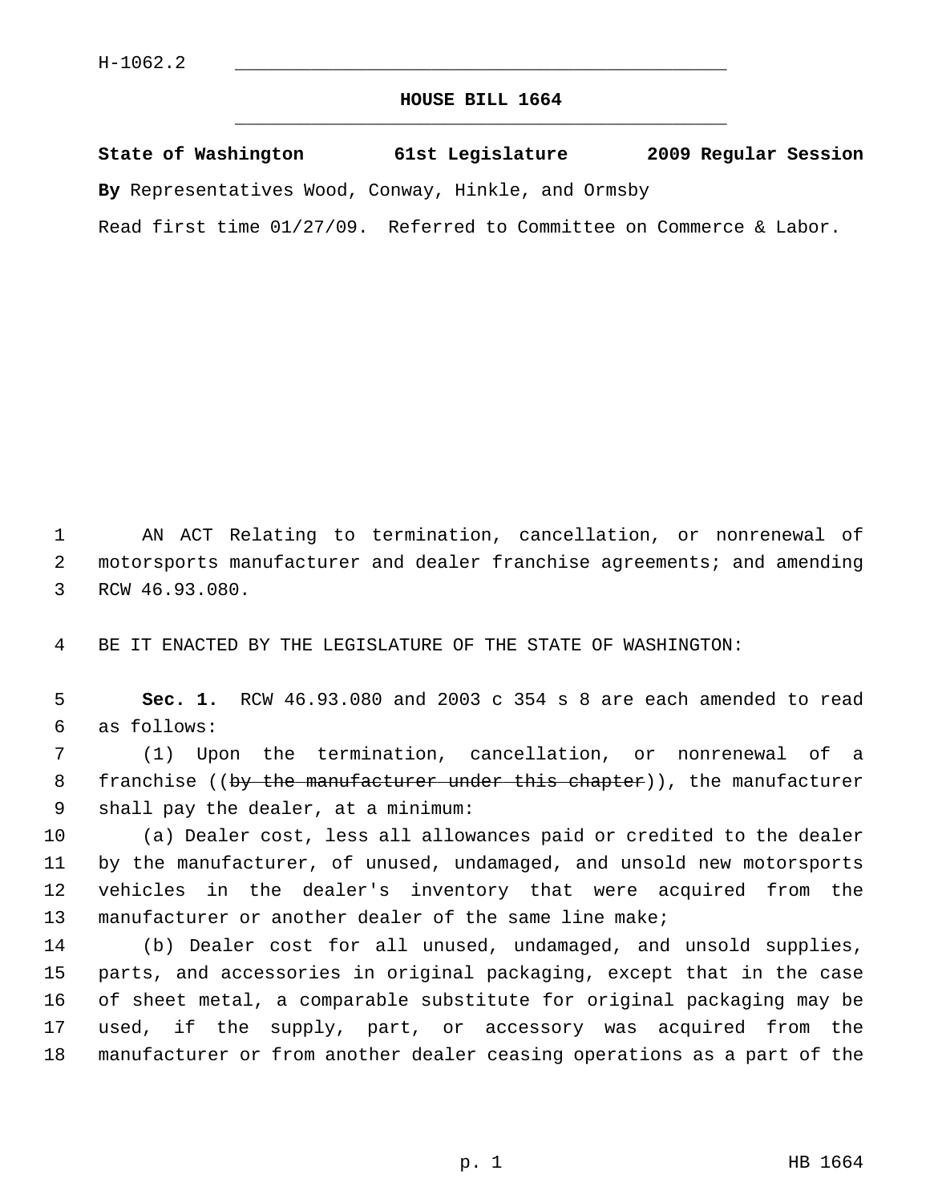H-1062.2

# HOUSE BILL 1664

**State of Washington 61st Legislature 2009 Regular Session**

**By** Representatives Wood, Conway, Hinkle, and Ormsby

Read first time 01/27/09. Referred to Committee on Commerce & Labor.

AN ACT Relating to termination, cancellation, or nonrenewal of motorsports manufacturer and dealer franchise agreements; and amending RCW 46.93.080.

BE IT ENACTED BY THE LEGISLATURE OF THE STATE OF WASHINGTON:

**Sec. 1.** RCW 46.93.080 and 2003 c 354 s 8 are each amended to read as follows:

(1) Upon the termination, cancellation, or nonrenewal of a franchise ((~~by the manufacturer under this chapter~~)), the manufacturer shall pay the dealer, at a minimum:

(a) Dealer cost, less all allowances paid or credited to the dealer by the manufacturer, of unused, undamaged, and unsold new motorsports vehicles in the dealer's inventory that were acquired from the manufacturer or another dealer of the same line make;

(b) Dealer cost for all unused, undamaged, and unsold supplies, parts, and accessories in original packaging, except that in the case of sheet metal, a comparable substitute for original packaging may be used, if the supply, part, or accessory was acquired from the manufacturer or from another dealer ceasing operations as a part of the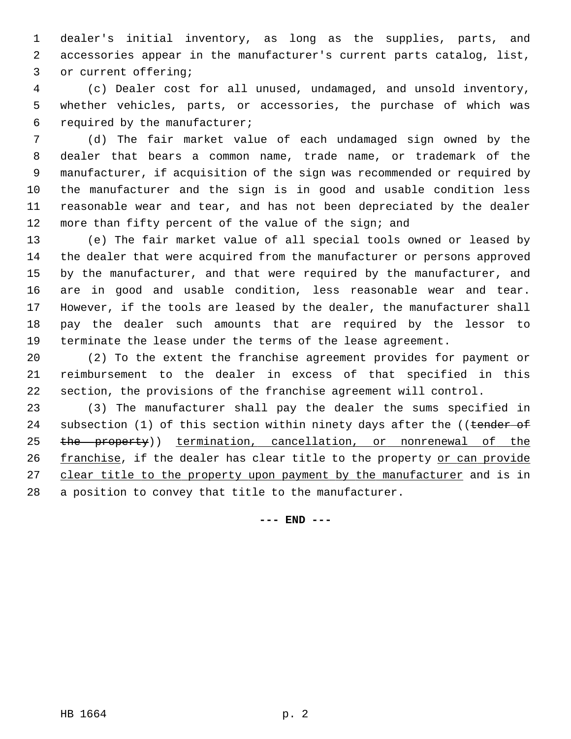dealer's initial inventory, as long as the supplies, parts, and accessories appear in the manufacturer's current parts catalog, list, or current offering;

(c) Dealer cost for all unused, undamaged, and unsold inventory, whether vehicles, parts, or accessories, the purchase of which was required by the manufacturer;

(d) The fair market value of each undamaged sign owned by the dealer that bears a common name, trade name, or trademark of the manufacturer, if acquisition of the sign was recommended or required by the manufacturer and the sign is in good and usable condition less reasonable wear and tear, and has not been depreciated by the dealer more than fifty percent of the value of the sign; and

(e) The fair market value of all special tools owned or leased by the dealer that were acquired from the manufacturer or persons approved by the manufacturer, and that were required by the manufacturer, and are in good and usable condition, less reasonable wear and tear. However, if the tools are leased by the dealer, the manufacturer shall pay the dealer such amounts that are required by the lessor to terminate the lease under the terms of the lease agreement.

(2) To the extent the franchise agreement provides for payment or reimbursement to the dealer in excess of that specified in this section, the provisions of the franchise agreement will control.

(3) The manufacturer shall pay the dealer the sums specified in subsection (1) of this section within ninety days after the ((~~tender of the property~~)) <u>termination, cancellation, or nonrenewal of the franchise</u>, if the dealer has clear title to the property <u>or can provide clear title to the property upon payment by the manufacturer</u> and is in a position to convey that title to the manufacturer.

**--- END ---**